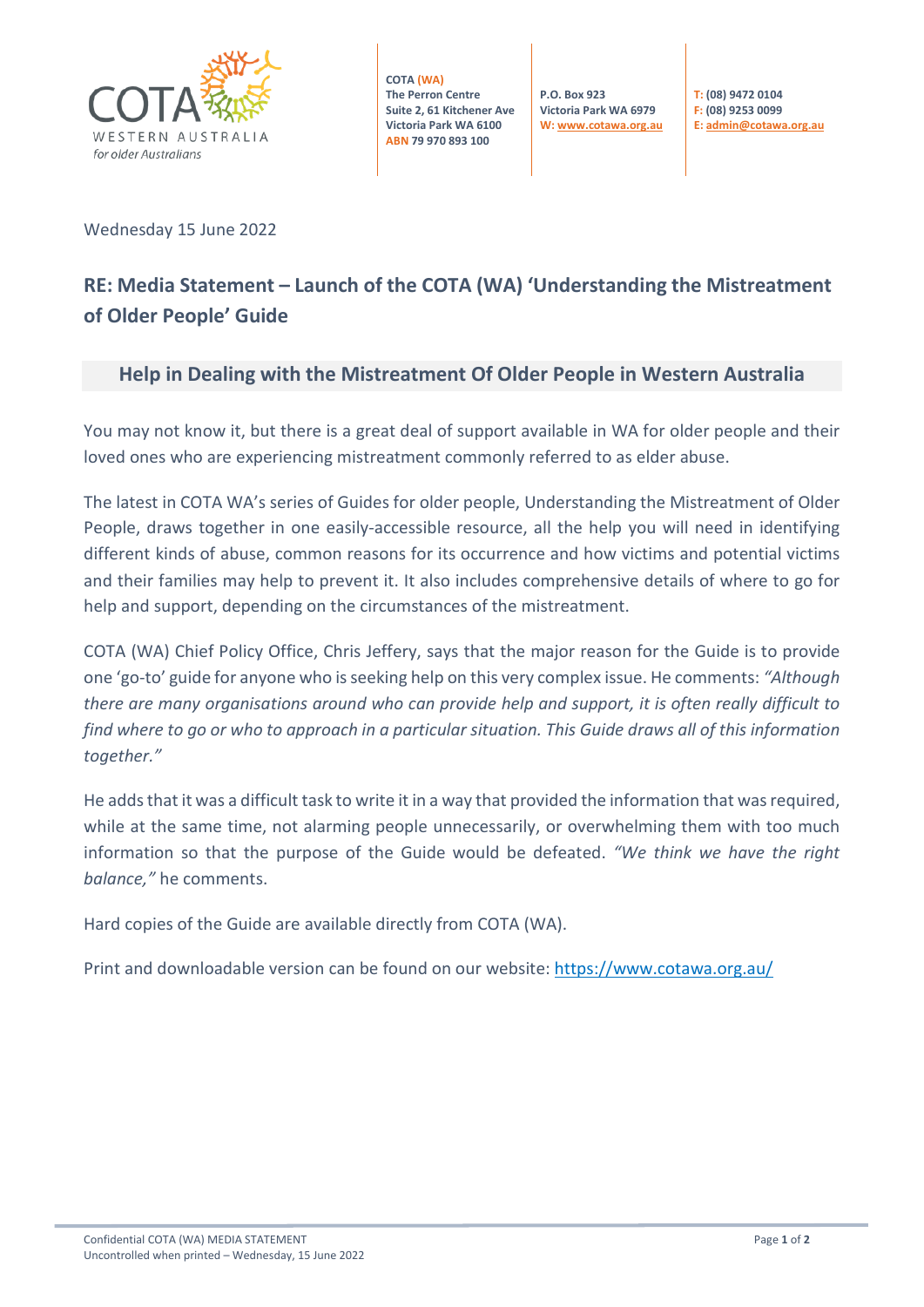COTA WESTERN AUSTRALIA
*for older Australians*

**COTA (WA)**
**The Perron Centre**
**Suite 2, 61 Kitchener Ave**
**Victoria Park WA 6100**
**ABN 79 970 893 100**

**P.O. Box 923**
**Victoria Park WA 6979**
**W: www.cotawa.org.au**

**T: (08) 9472 0104**
**F: (08) 9253 0099**
**E: admin@cotawa.org.au**

Wednesday 15 June 2022

## RE: Media Statement – Launch of the COTA (WA) 'Understanding the Mistreatment of Older People' Guide

### Help in Dealing with the Mistreatment Of Older People in Western Australia

You may not know it, but there is a great deal of support available in WA for older people and their loved ones who are experiencing mistreatment commonly referred to as elder abuse.

The latest in COTA WA's series of Guides for older people, Understanding the Mistreatment of Older People, draws together in one easily-accessible resource, all the help you will need in identifying different kinds of abuse, common reasons for its occurrence and how victims and potential victims and their families may help to prevent it. It also includes comprehensive details of where to go for help and support, depending on the circumstances of the mistreatment.

COTA (WA) Chief Policy Office, Chris Jeffery, says that the major reason for the Guide is to provide one 'go-to' guide for anyone who is seeking help on this very complex issue. He comments: *"Although there are many organisations around who can provide help and support, it is often really difficult to find where to go or who to approach in a particular situation. This Guide draws all of this information together."*

He adds that it was a difficult task to write it in a way that provided the information that was required, while at the same time, not alarming people unnecessarily, or overwhelming them with too much information so that the purpose of the Guide would be defeated. *"We think we have the right balance,"* he comments.

Hard copies of the Guide are available directly from COTA (WA).

Print and downloadable version can be found on our website: https://www.cotawa.org.au/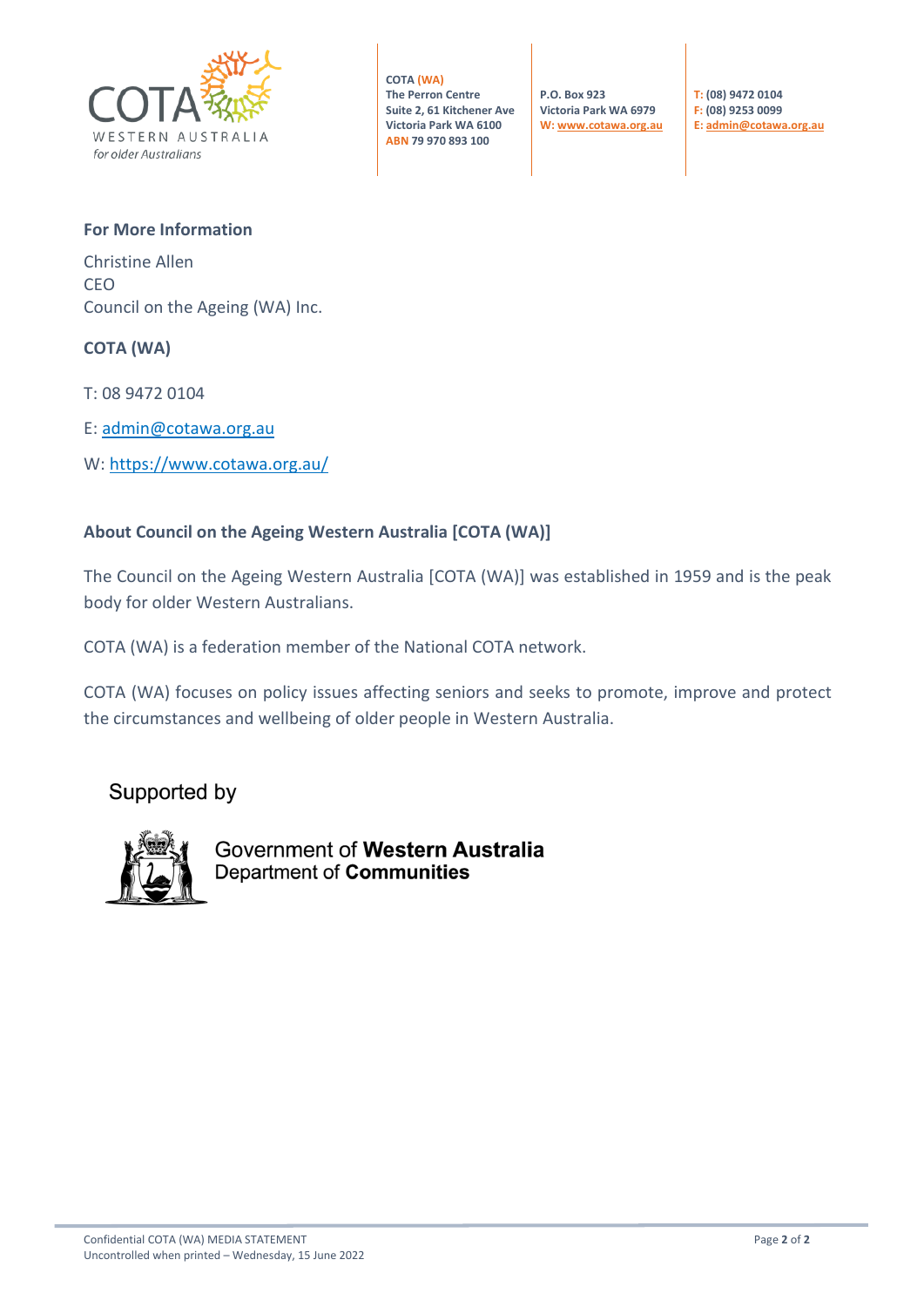COTA (WA)
The Perron Centre
Suite 2, 61 Kitchener Ave
Victoria Park WA 6100
ABN 79 970 893 100

P.O. Box 923
Victoria Park WA 6979
W: www.cotawa.org.au

T: (08) 9472 0104
F: (08) 9253 0099
E: admin@cotawa.org.au

**For More Information**

Christine Allen
CEO
Council on the Ageing (WA) Inc.

**COTA (WA)**

T: 08 9472 0104

E: admin@cotawa.org.au

W: https://www.cotawa.org.au/

**About Council on the Ageing Western Australia [COTA (WA)]**

The Council on the Ageing Western Australia [COTA (WA)] was established in 1959 and is the peak body for older Western Australians.

COTA (WA) is a federation member of the National COTA network.

COTA (WA) focuses on policy issues affecting seniors and seeks to promote, improve and protect the circumstances and wellbeing of older people in Western Australia.

Supported by

Government of **Western Australia**
Department of **Communities**

Confidential COTA (WA) MEDIA STATEMENT
Uncontrolled when printed – Wednesday, 15 June 2022